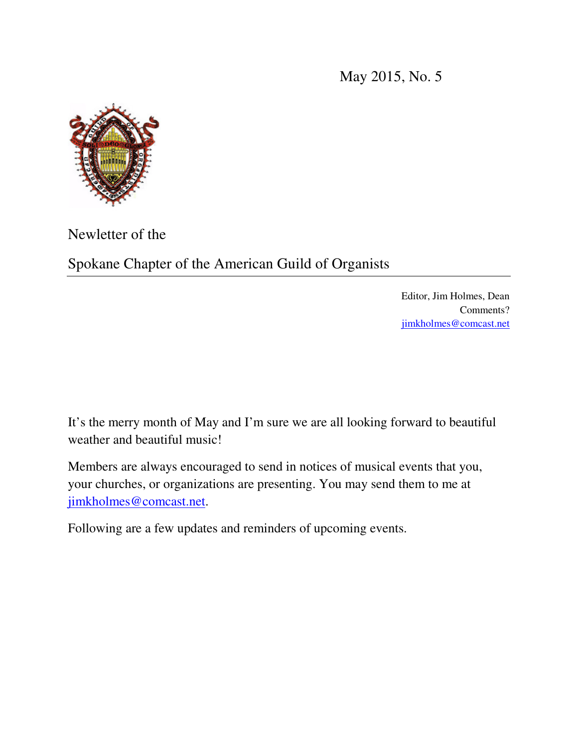May 2015, No. 5

Newletter of the

# Spokane Chapter of the American Guild of Organists

Editor, Jim Holmes, Dean
Comments?
jimkholmes@comcast.net

It's the merry month of May and I'm sure we are all looking forward to beautiful weather and beautiful music!

Members are always encouraged to send in notices of musical events that you, your churches, or organizations are presenting. You may send them to me at jimkholmes@comcast.net.

Following are a few updates and reminders of upcoming events.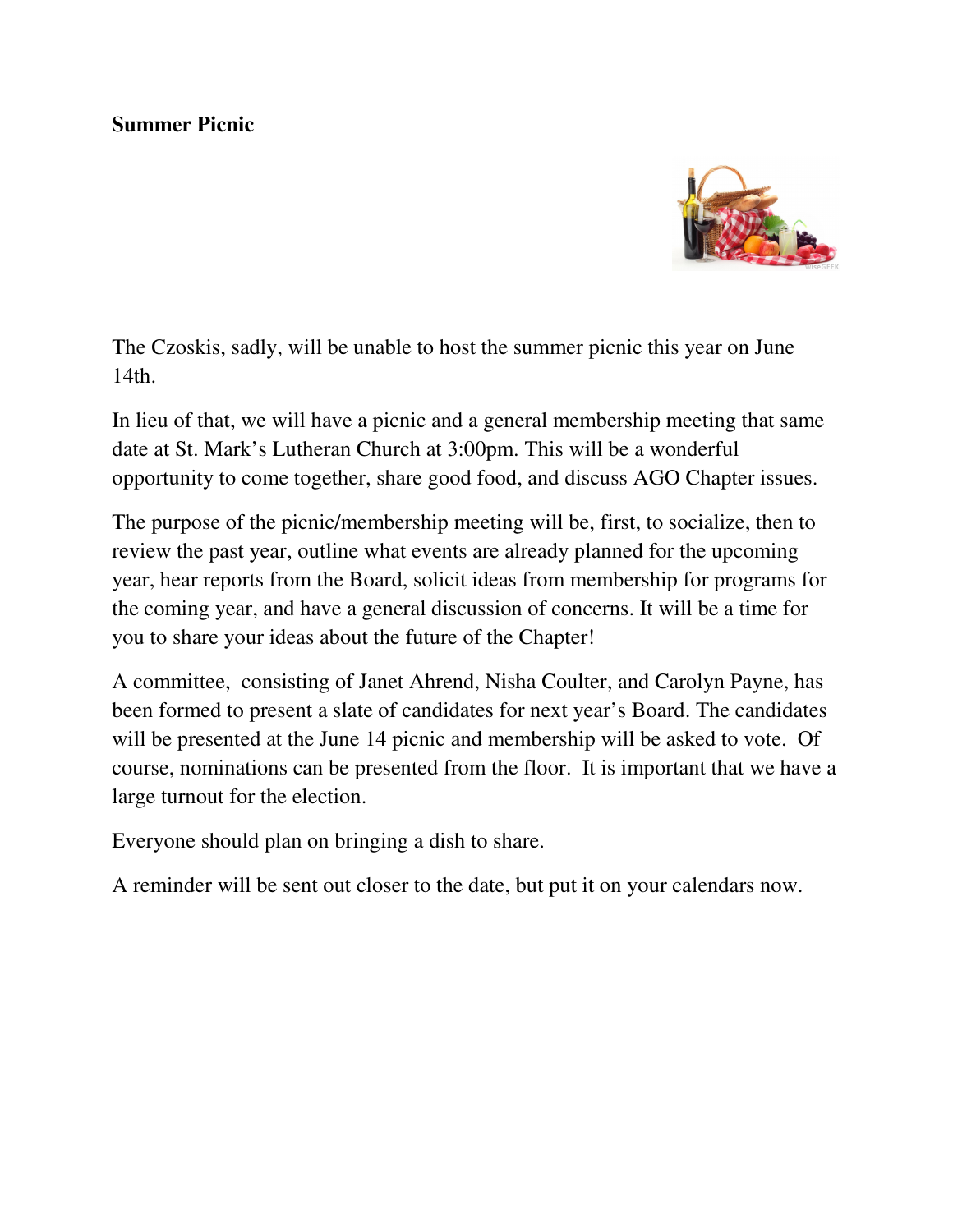**Summary Picnic**

**Summer Picnic**

The Czoskis, sadly, will be unable to host the summer picnic this year on June 14th.

In lieu of that, we will have a picnic and a general membership meeting that same date at St. Mark's Lutheran Church at 3:00pm. This will be a wonderful opportunity to come together, share good food, and discuss AGO Chapter issues.

The purpose of the picnic/membership meeting will be, first, to socialize, then to review the past year, outline what events are already planned for the upcoming year, hear reports from the Board, solicit ideas from membership for programs for the coming year, and have a general discussion of concerns. It will be a time for you to share your ideas about the future of the Chapter!

A committee, consisting of Janet Ahrend, Nisha Coulter, and Carolyn Payne, has been formed to present a slate of candidates for next year's Board. The candidates will be presented at the June 14 picnic and membership will be asked to vote. Of course, nominations can be presented from the floor. It is important that we have a large turnout for the election.

Everyone should plan on bringing a dish to share.

A reminder will be sent out closer to the date, but put it on your calendars now.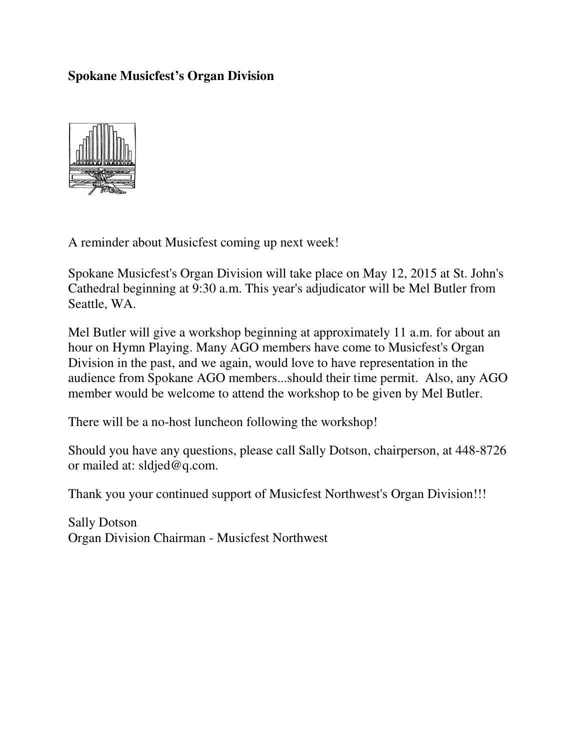**Spokane Musicfest's Organ Division**

A reminder about Musicfest coming up next week!

Spokane Musicfest's Organ Division will take place on May 12, 2015 at St. John's Cathedral beginning at 9:30 a.m. This year's adjudicator will be Mel Butler from Seattle, WA.

Mel Butler will give a workshop beginning at approximately 11 a.m. for about an hour on Hymn Playing. Many AGO members have come to Musicfest's Organ Division in the past, and we again, would love to have representation in the audience from Spokane AGO members...should their time permit. Also, any AGO member would be welcome to attend the workshop to be given by Mel Butler.

There will be a no-host luncheon following the workshop!

Should you have any questions, please call Sally Dotson, chairperson, at 448-8726 or mailed at: sldjed@q.com.

Thank you your continued support of Musicfest Northwest's Organ Division!!!

Sally Dotson
Organ Division Chairman - Musicfest Northwest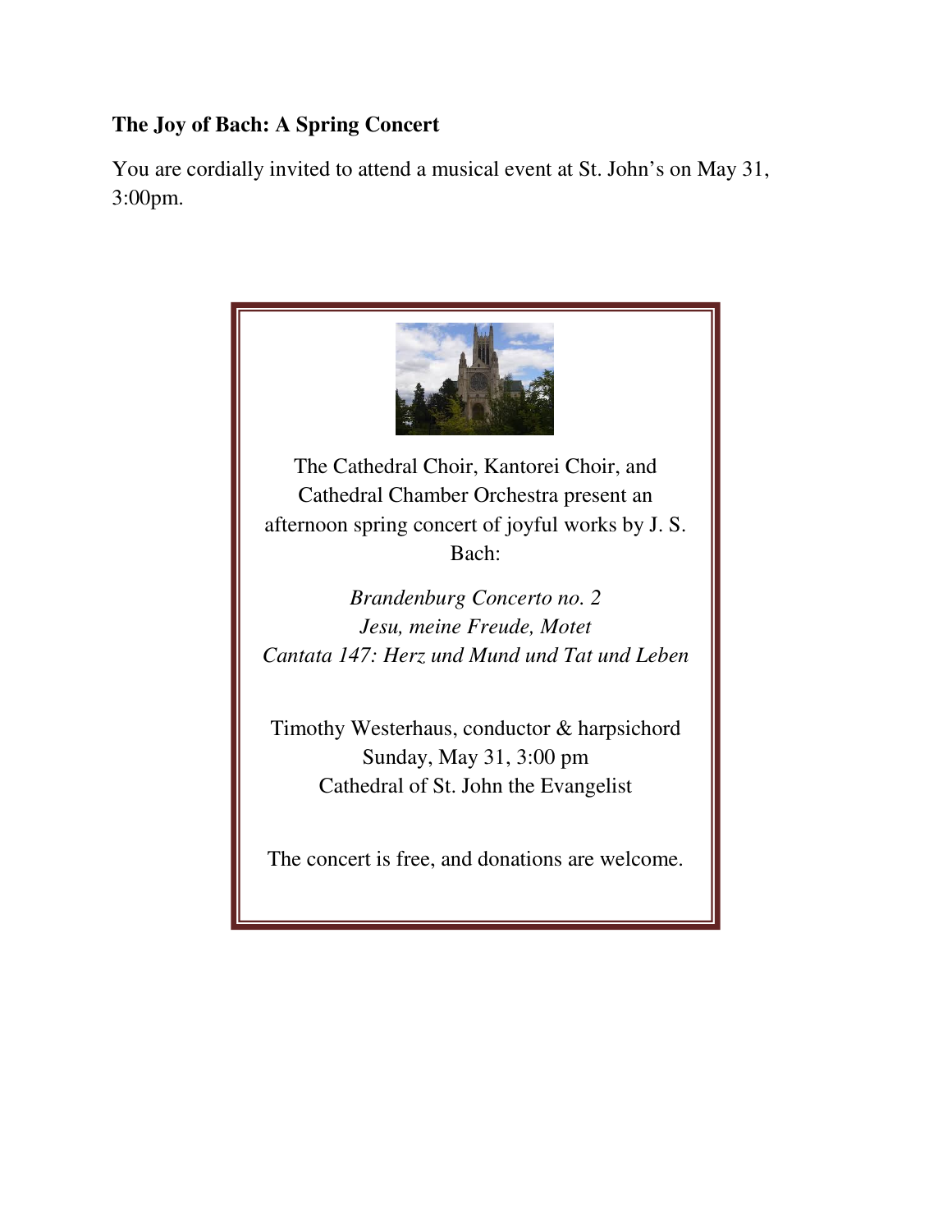**The Joy of Bach: A Spring Concert**

You are cordially invited to attend a musical event at St. John's on May 31, 3:00pm.

The Cathedral Choir, Kantorei Choir, and Cathedral Chamber Orchestra present an afternoon spring concert of joyful works by J. S. Bach:

*Brandenburg Concerto no. 2*
*Jesu, meine Freude, Motet*
*Cantata 147: Herz und Mund und Tat und Leben*

Timothy Westerhaus, conductor & harpsichord
Sunday, May 31, 3:00 pm
Cathedral of St. John the Evangelist

The concert is free, and donations are welcome.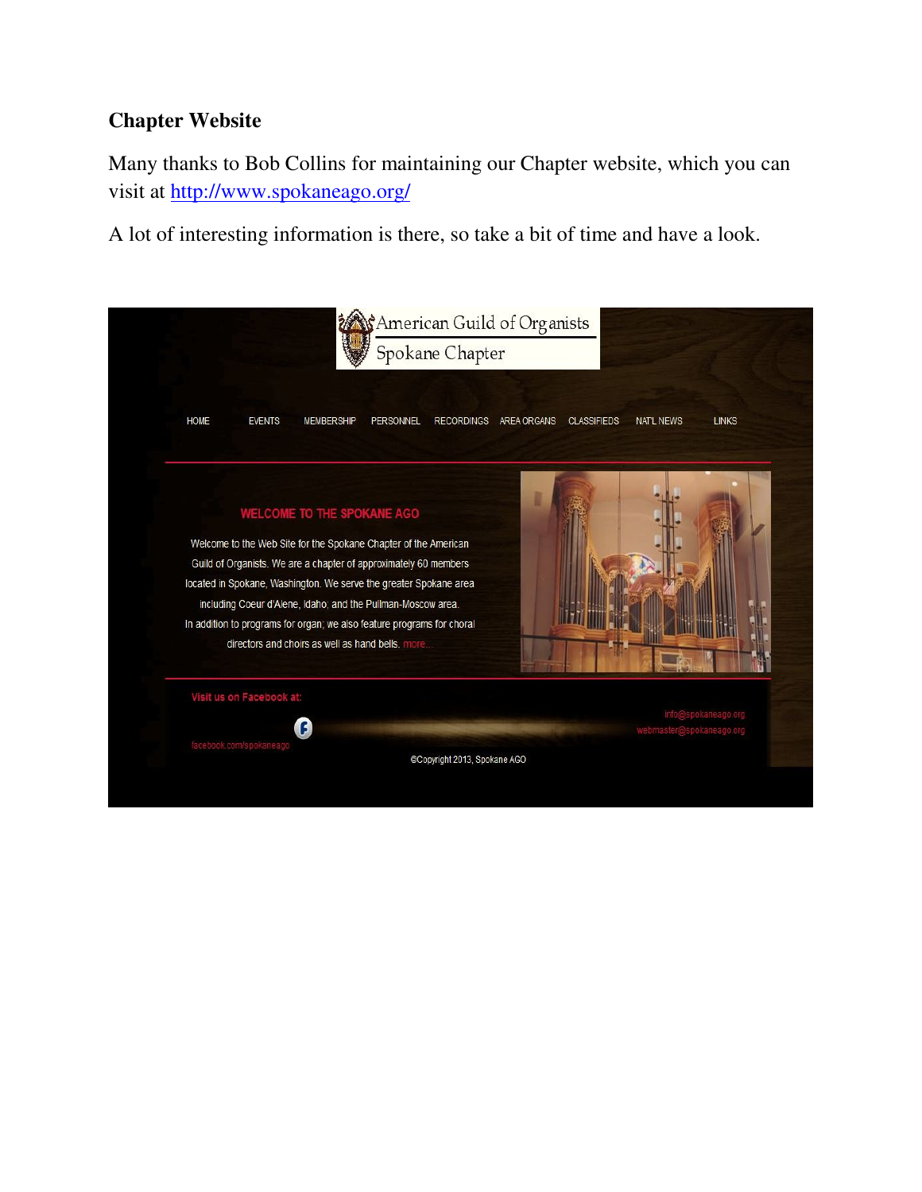## Chapter Website

Many thanks to Bob Collins for maintaining our Chapter website, which you can visit at [http://www.spokaneago.org/](http://www.spokaneago.org/)

A lot of interesting information is there, so take a bit of time and have a look.

American Guild of Organists
Spokane Chapter

HOME EVENTS MEMBERSHIP PERSONNEL RECORDINGS AREA ORGANS CLASSIFIEDS NAT'L NEWS LINKS

**WELCOME TO THE SPOKANE AGO**

Welcome to the Web Site for the Spokane Chapter of the American Guild of Organists. We are a chapter of approximately 60 members located in Spokane, Washington. We serve the greater Spokane area including Coeur d'Alene, Idaho; and the Pullman-Moscow area. In addition to programs for organ; we also feature programs for choral directors and choirs as well as hand bells. more...

Visit us on Facebook at:

facebook.com/spokaneago

info@spokaneago.org
webmaster@spokaneago.org

©Copyright 2013, Spokane AGO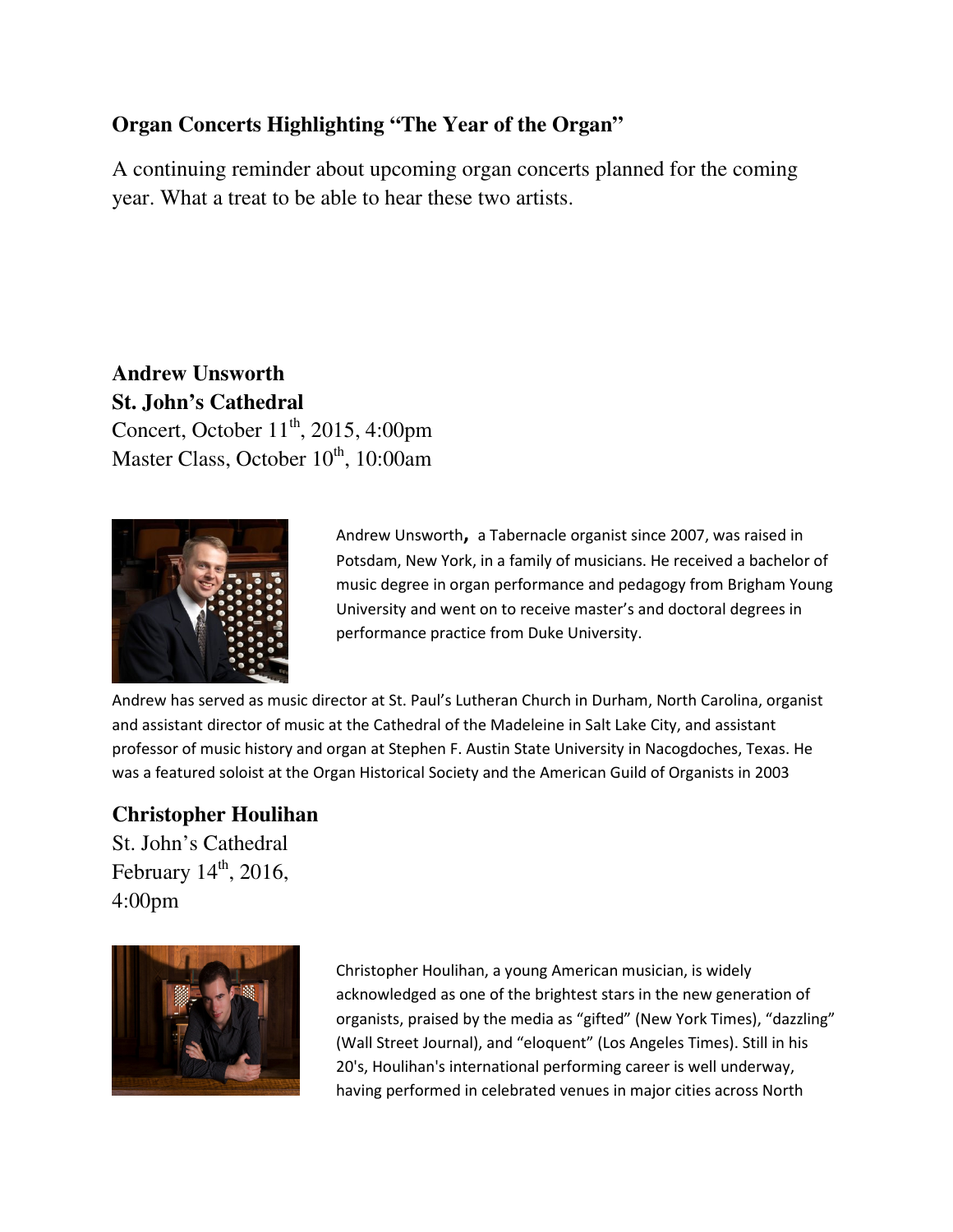## Organ Concerts Highlighting "The Year of the Organ"

A continuing reminder about upcoming organ concerts planned for the coming year. What a treat to be able to hear these two artists.

**Andrew Unsworth**
**St. John's Cathedral**
Concert, October 11th, 2015, 4:00pm
Master Class, October 10th, 10:00am

Andrew Unsworth, a Tabernacle organist since 2007, was raised in Potsdam, New York, in a family of musicians. He received a bachelor of music degree in organ performance and pedagogy from Brigham Young University and went on to receive master's and doctoral degrees in performance practice from Duke University.

Andrew has served as music director at St. Paul's Lutheran Church in Durham, North Carolina, organist and assistant director of music at the Cathedral of the Madeleine in Salt Lake City, and assistant professor of music history and organ at Stephen F. Austin State University in Nacogdoches, Texas. He was a featured soloist at the Organ Historical Society and the American Guild of Organists in 2003

**Christopher Houlihan**
St. John's Cathedral
February 14th, 2016,
4:00pm

Christopher Houlihan, a young American musician, is widely acknowledged as one of the brightest stars in the new generation of organists, praised by the media as "gifted" (New York Times), "dazzling" (Wall Street Journal), and "eloquent" (Los Angeles Times). Still in his 20's, Houlihan's international performing career is well underway, having performed in celebrated venues in major cities across North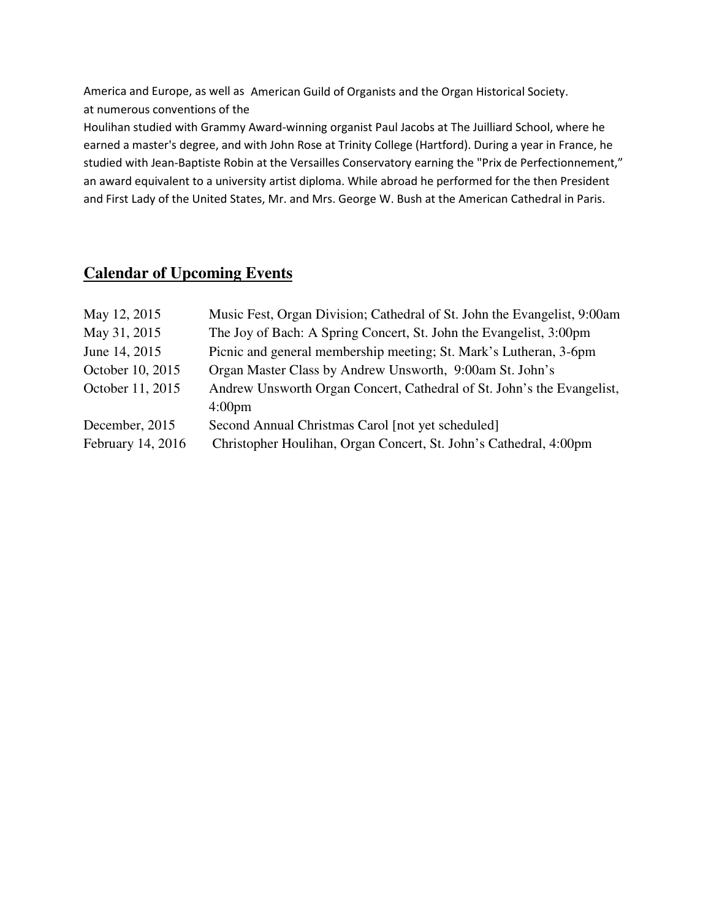America and Europe, as well as American Guild of Organists and the Organ Historical Society. at numerous conventions of the

Houlihan studied with Grammy Award-winning organist Paul Jacobs at The Juilliard School, where he earned a master's degree, and with John Rose at Trinity College (Hartford). During a year in France, he studied with Jean-Baptiste Robin at the Versailles Conservatory earning the "Prix de Perfectionnement," an award equivalent to a university artist diploma. While abroad he performed for the then President and First Lady of the United States, Mr. and Mrs. George W. Bush at the American Cathedral in Paris.

## Calendar of Upcoming Events

| | |
|---|---|
| May 12, 2015 | Music Fest, Organ Division; Cathedral of St. John the Evangelist, 9:00am |
| May 31, 2015 | The Joy of Bach: A Spring Concert, St. John the Evangelist, 3:00pm |
| June 14, 2015 | Picnic and general membership meeting; St. Mark's Lutheran, 3-6pm |
| October 10, 2015 | Organ Master Class by Andrew Unsworth, 9:00am St. John's |
| October 11, 2015 | Andrew Unsworth Organ Concert, Cathedral of St. John's the Evangelist, 4:00pm |
| December, 2015 | Second Annual Christmas Carol [not yet scheduled] |
| February 14, 2016 | Christopher Houlihan, Organ Concert, St. John's Cathedral, 4:00pm |